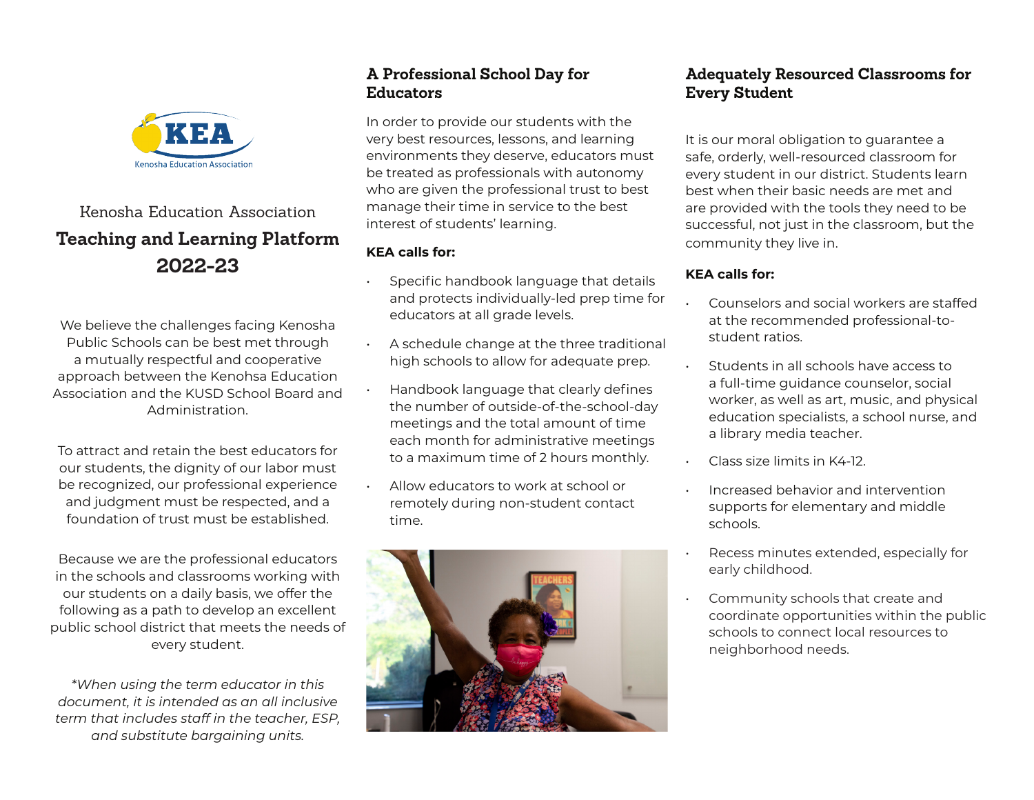KEA
Kenosha Education Association

Kenosha Education Association

# Teaching and Learning Platform 2022-23

We believe the challenges facing Kenosha Public Schools can be best met through a mutually respectful and cooperative approach between the Kenohsa Education Association and the KUSD School Board and Administration.

To attract and retain the best educators for our students, the dignity of our labor must be recognized, our professional experience and judgment must be respected, and a foundation of trust must be established.

Because we are the professional educators in the schools and classrooms working with our students on a daily basis, we offer the following as a path to develop an excellent public school district that meets the needs of every student.

*\*When using the term educator in this document, it is intended as an all inclusive term that includes staff in the teacher, ESP, and substitute bargaining units.*

## A Professional School Day for Educators

In order to provide our students with the very best resources, lessons, and learning environments they deserve, educators must be treated as professionals with autonomy who are given the professional trust to best manage their time in service to the best interest of students' learning.

**KEA calls for:**

- Specific handbook language that details and protects individually-led prep time for educators at all grade levels.
- A schedule change at the three traditional high schools to allow for adequate prep.
- Handbook language that clearly defines the number of outside-of-the-school-day meetings and the total amount of time each month for administrative meetings to a maximum time of 2 hours monthly.
- Allow educators to work at school or remotely during non-student contact time.

## Adequately Resourced Classrooms for Every Student

It is our moral obligation to guarantee a safe, orderly, well-resourced classroom for every student in our district. Students learn best when their basic needs are met and are provided with the tools they need to be successful, not just in the classroom, but the community they live in.

**KEA calls for:**

- Counselors and social workers are staffed at the recommended professional-to-student ratios.
- Students in all schools have access to a full-time guidance counselor, social worker, as well as art, music, and physical education specialists, a school nurse, and a library media teacher.
- Class size limits in K4-12.
- Increased behavior and intervention supports for elementary and middle schools.
- Recess minutes extended, especially for early childhood.
- Community schools that create and coordinate opportunities within the public schools to connect local resources to neighborhood needs.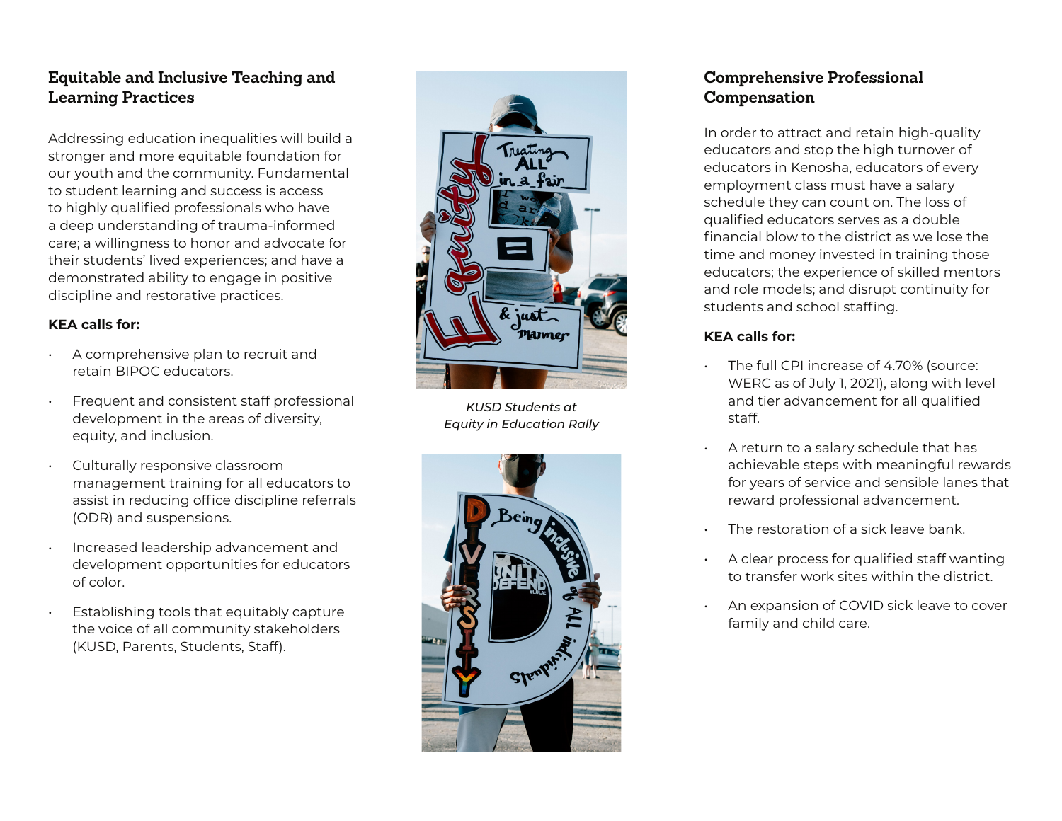## Equitable and Inclusive Teaching and Learning Practices

Addressing education inequalities will build a stronger and more equitable foundation for our youth and the community. Fundamental to student learning and success is access to highly qualified professionals who have a deep understanding of trauma-informed care; a willingness to honor and advocate for their students' lived experiences; and have a demonstrated ability to engage in positive discipline and restorative practices.

**KEA calls for:**

- A comprehensive plan to recruit and retain BIPOC educators.
- Frequent and consistent staff professional development in the areas of diversity, equity, and inclusion.
- Culturally responsive classroom management training for all educators to assist in reducing office discipline referrals (ODR) and suspensions.
- Increased leadership advancement and development opportunities for educators of color.
- Establishing tools that equitably capture the voice of all community stakeholders (KUSD, Parents, Students, Staff).

*KUSD Students at Equity in Education Rally*

## Comprehensive Professional Compensation

In order to attract and retain high-quality educators and stop the high turnover of educators in Kenosha, educators of every employment class must have a salary schedule they can count on. The loss of qualified educators serves as a double financial blow to the district as we lose the time and money invested in training those educators; the experience of skilled mentors and role models; and disrupt continuity for students and school staffing.

**KEA calls for:**

- The full CPI increase of 4.70% (source: WERC as of July 1, 2021), along with level and tier advancement for all qualified staff.
- A return to a salary schedule that has achievable steps with meaningful rewards for years of service and sensible lanes that reward professional advancement.
- The restoration of a sick leave bank.
- A clear process for qualified staff wanting to transfer work sites within the district.
- An expansion of COVID sick leave to cover family and child care.